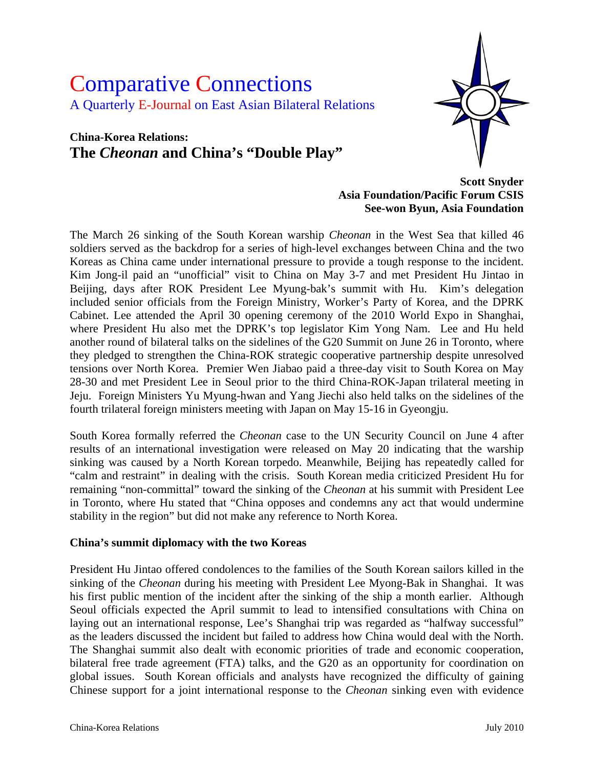# Comparative Connections

A Quarterly E-Journal on East Asian Bilateral Relations

**China-Korea Relations:**
## The *Cheonan* and China's "Double Play"

**Scott Snyder**
**Asia Foundation/Pacific Forum CSIS**
**See-won Byun, Asia Foundation**

The March 26 sinking of the South Korean warship *Cheonan* in the West Sea that killed 46 soldiers served as the backdrop for a series of high-level exchanges between China and the two Koreas as China came under international pressure to provide a tough response to the incident. Kim Jong-il paid an "unofficial" visit to China on May 3-7 and met President Hu Jintao in Beijing, days after ROK President Lee Myung-bak's summit with Hu. Kim's delegation included senior officials from the Foreign Ministry, Worker's Party of Korea, and the DPRK Cabinet. Lee attended the April 30 opening ceremony of the 2010 World Expo in Shanghai, where President Hu also met the DPRK's top legislator Kim Yong Nam. Lee and Hu held another round of bilateral talks on the sidelines of the G20 Summit on June 26 in Toronto, where they pledged to strengthen the China-ROK strategic cooperative partnership despite unresolved tensions over North Korea. Premier Wen Jiabao paid a three-day visit to South Korea on May 28-30 and met President Lee in Seoul prior to the third China-ROK-Japan trilateral meeting in Jeju. Foreign Ministers Yu Myung-hwan and Yang Jiechi also held talks on the sidelines of the fourth trilateral foreign ministers meeting with Japan on May 15-16 in Gyeongju.

South Korea formally referred the *Cheonan* case to the UN Security Council on June 4 after results of an international investigation were released on May 20 indicating that the warship sinking was caused by a North Korean torpedo. Meanwhile, Beijing has repeatedly called for "calm and restraint" in dealing with the crisis. South Korean media criticized President Hu for remaining "non-committal" toward the sinking of the *Cheonan* at his summit with President Lee in Toronto, where Hu stated that "China opposes and condemns any act that would undermine stability in the region" but did not make any reference to North Korea.

### China's summit diplomacy with the two Koreas

President Hu Jintao offered condolences to the families of the South Korean sailors killed in the sinking of the *Cheonan* during his meeting with President Lee Myong-Bak in Shanghai. It was his first public mention of the incident after the sinking of the ship a month earlier. Although Seoul officials expected the April summit to lead to intensified consultations with China on laying out an international response, Lee's Shanghai trip was regarded as "halfway successful" as the leaders discussed the incident but failed to address how China would deal with the North. The Shanghai summit also dealt with economic priorities of trade and economic cooperation, bilateral free trade agreement (FTA) talks, and the G20 as an opportunity for coordination on global issues. South Korean officials and analysts have recognized the difficulty of gaining Chinese support for a joint international response to the *Cheonan* sinking even with evidence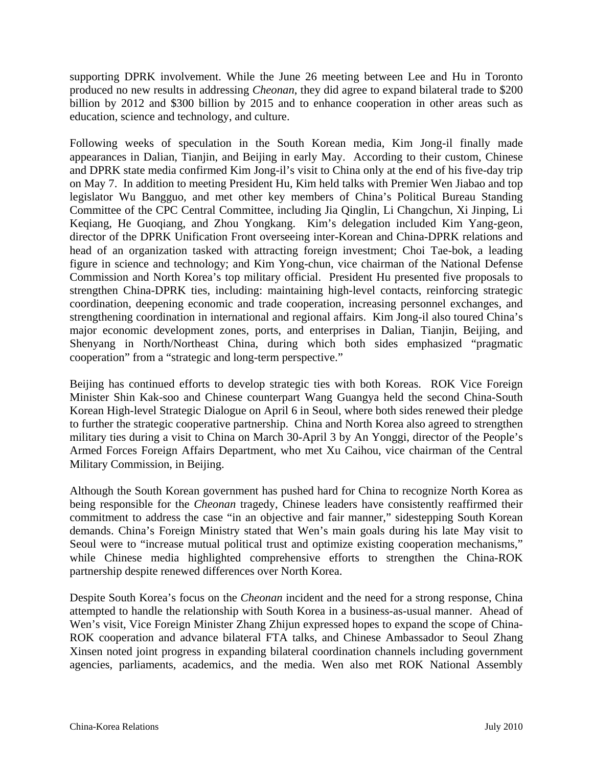supporting DPRK involvement. While the June 26 meeting between Lee and Hu in Toronto produced no new results in addressing *Cheonan*, they did agree to expand bilateral trade to $200 billion by 2012 and $300 billion by 2015 and to enhance cooperation in other areas such as education, science and technology, and culture.

Following weeks of speculation in the South Korean media, Kim Jong-il finally made appearances in Dalian, Tianjin, and Beijing in early May. According to their custom, Chinese and DPRK state media confirmed Kim Jong-il's visit to China only at the end of his five-day trip on May 7. In addition to meeting President Hu, Kim held talks with Premier Wen Jiabao and top legislator Wu Bangguo, and met other key members of China's Political Bureau Standing Committee of the CPC Central Committee, including Jia Qinglin, Li Changchun, Xi Jinping, Li Keqiang, He Guoqiang, and Zhou Yongkang. Kim's delegation included Kim Yang-geon, director of the DPRK Unification Front overseeing inter-Korean and China-DPRK relations and head of an organization tasked with attracting foreign investment; Choi Tae-bok, a leading figure in science and technology; and Kim Yong-chun, vice chairman of the National Defense Commission and North Korea's top military official. President Hu presented five proposals to strengthen China-DPRK ties, including: maintaining high-level contacts, reinforcing strategic coordination, deepening economic and trade cooperation, increasing personnel exchanges, and strengthening coordination in international and regional affairs. Kim Jong-il also toured China's major economic development zones, ports, and enterprises in Dalian, Tianjin, Beijing, and Shenyang in North/Northeast China, during which both sides emphasized "pragmatic cooperation" from a "strategic and long-term perspective."

Beijing has continued efforts to develop strategic ties with both Koreas. ROK Vice Foreign Minister Shin Kak-soo and Chinese counterpart Wang Guangya held the second China-South Korean High-level Strategic Dialogue on April 6 in Seoul, where both sides renewed their pledge to further the strategic cooperative partnership. China and North Korea also agreed to strengthen military ties during a visit to China on March 30-April 3 by An Yonggi, director of the People's Armed Forces Foreign Affairs Department, who met Xu Caihou, vice chairman of the Central Military Commission, in Beijing.

Although the South Korean government has pushed hard for China to recognize North Korea as being responsible for the *Cheonan* tragedy, Chinese leaders have consistently reaffirmed their commitment to address the case "in an objective and fair manner," sidestepping South Korean demands. China's Foreign Ministry stated that Wen's main goals during his late May visit to Seoul were to "increase mutual political trust and optimize existing cooperation mechanisms," while Chinese media highlighted comprehensive efforts to strengthen the China-ROK partnership despite renewed differences over North Korea.

Despite South Korea's focus on the *Cheonan* incident and the need for a strong response, China attempted to handle the relationship with South Korea in a business-as-usual manner. Ahead of Wen's visit, Vice Foreign Minister Zhang Zhijun expressed hopes to expand the scope of China-ROK cooperation and advance bilateral FTA talks, and Chinese Ambassador to Seoul Zhang Xinsen noted joint progress in expanding bilateral coordination channels including government agencies, parliaments, academics, and the media. Wen also met ROK National Assembly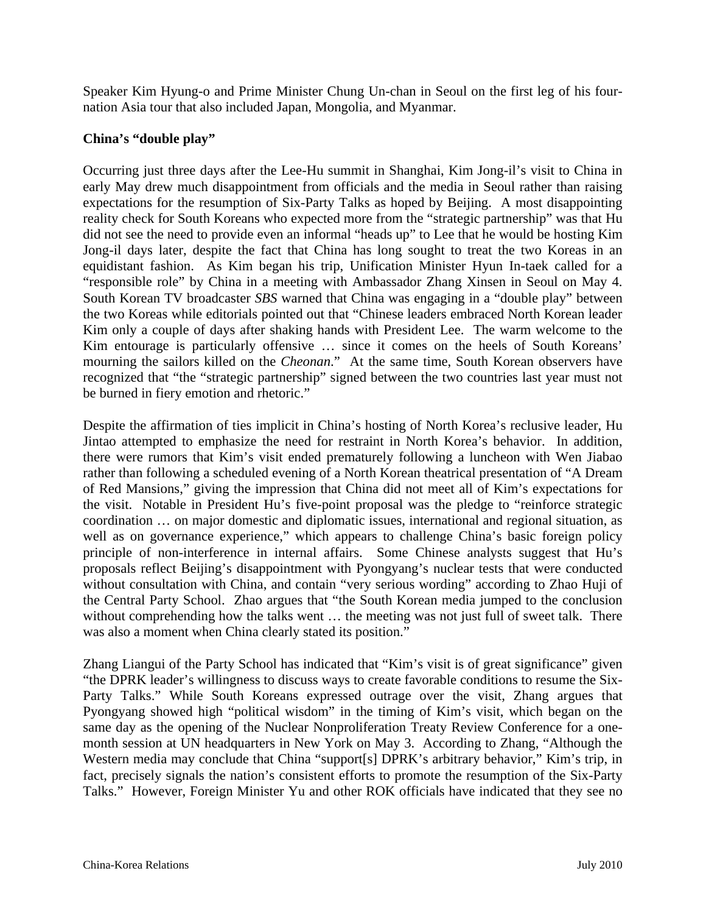Speaker Kim Hyung-o and Prime Minister Chung Un-chan in Seoul on the first leg of his four-nation Asia tour that also included Japan, Mongolia, and Myanmar.

**China's "double play"**

Occurring just three days after the Lee-Hu summit in Shanghai, Kim Jong-il's visit to China in early May drew much disappointment from officials and the media in Seoul rather than raising expectations for the resumption of Six-Party Talks as hoped by Beijing. A most disappointing reality check for South Koreans who expected more from the "strategic partnership" was that Hu did not see the need to provide even an informal "heads up" to Lee that he would be hosting Kim Jong-il days later, despite the fact that China has long sought to treat the two Koreas in an equidistant fashion. As Kim began his trip, Unification Minister Hyun In-taek called for a "responsible role" by China in a meeting with Ambassador Zhang Xinsen in Seoul on May 4. South Korean TV broadcaster *SBS* warned that China was engaging in a "double play" between the two Koreas while editorials pointed out that "Chinese leaders embraced North Korean leader Kim only a couple of days after shaking hands with President Lee. The warm welcome to the Kim entourage is particularly offensive … since it comes on the heels of South Koreans' mourning the sailors killed on the *Cheonan*." At the same time, South Korean observers have recognized that "the "strategic partnership" signed between the two countries last year must not be burned in fiery emotion and rhetoric."

Despite the affirmation of ties implicit in China's hosting of North Korea's reclusive leader, Hu Jintao attempted to emphasize the need for restraint in North Korea's behavior. In addition, there were rumors that Kim's visit ended prematurely following a luncheon with Wen Jiabao rather than following a scheduled evening of a North Korean theatrical presentation of "A Dream of Red Mansions," giving the impression that China did not meet all of Kim's expectations for the visit. Notable in President Hu's five-point proposal was the pledge to "reinforce strategic coordination … on major domestic and diplomatic issues, international and regional situation, as well as on governance experience," which appears to challenge China's basic foreign policy principle of non-interference in internal affairs. Some Chinese analysts suggest that Hu's proposals reflect Beijing's disappointment with Pyongyang's nuclear tests that were conducted without consultation with China, and contain "very serious wording" according to Zhao Huji of the Central Party School. Zhao argues that "the South Korean media jumped to the conclusion without comprehending how the talks went … the meeting was not just full of sweet talk. There was also a moment when China clearly stated its position."

Zhang Liangui of the Party School has indicated that "Kim's visit is of great significance" given "the DPRK leader's willingness to discuss ways to create favorable conditions to resume the Six-Party Talks." While South Koreans expressed outrage over the visit, Zhang argues that Pyongyang showed high "political wisdom" in the timing of Kim's visit, which began on the same day as the opening of the Nuclear Nonproliferation Treaty Review Conference for a one-month session at UN headquarters in New York on May 3. According to Zhang, "Although the Western media may conclude that China "support[s] DPRK's arbitrary behavior," Kim's trip, in fact, precisely signals the nation's consistent efforts to promote the resumption of the Six-Party Talks." However, Foreign Minister Yu and other ROK officials have indicated that they see no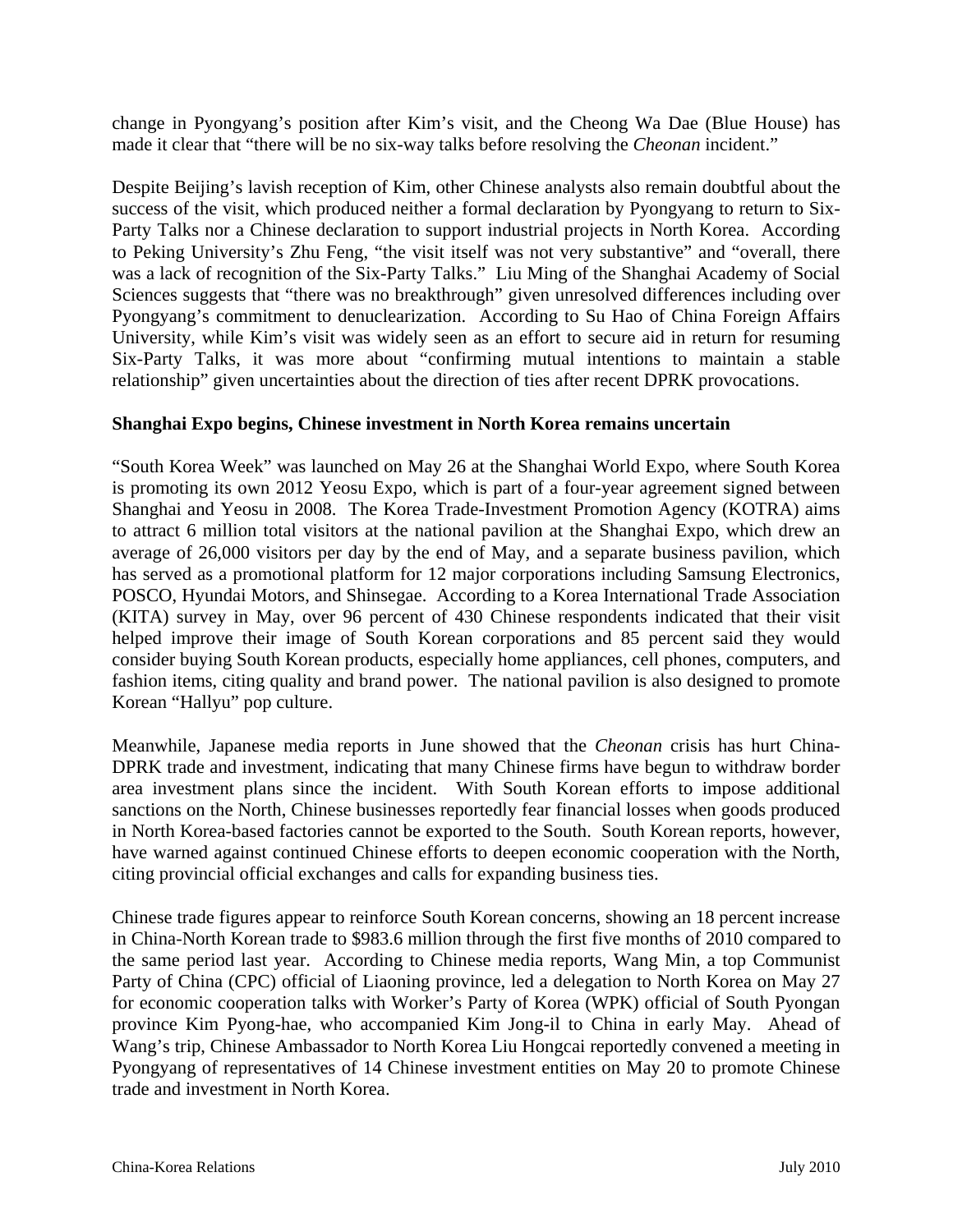change in Pyongyang's position after Kim's visit, and the Cheong Wa Dae (Blue House) has made it clear that "there will be no six-way talks before resolving the *Cheonan* incident."

Despite Beijing's lavish reception of Kim, other Chinese analysts also remain doubtful about the success of the visit, which produced neither a formal declaration by Pyongyang to return to Six-Party Talks nor a Chinese declaration to support industrial projects in North Korea. According to Peking University's Zhu Feng, "the visit itself was not very substantive" and "overall, there was a lack of recognition of the Six-Party Talks." Liu Ming of the Shanghai Academy of Social Sciences suggests that "there was no breakthrough" given unresolved differences including over Pyongyang's commitment to denuclearization. According to Su Hao of China Foreign Affairs University, while Kim's visit was widely seen as an effort to secure aid in return for resuming Six-Party Talks, it was more about "confirming mutual intentions to maintain a stable relationship" given uncertainties about the direction of ties after recent DPRK provocations.

**Shanghai Expo begins, Chinese investment in North Korea remains uncertain**

"South Korea Week" was launched on May 26 at the Shanghai World Expo, where South Korea is promoting its own 2012 Yeosu Expo, which is part of a four-year agreement signed between Shanghai and Yeosu in 2008. The Korea Trade-Investment Promotion Agency (KOTRA) aims to attract 6 million total visitors at the national pavilion at the Shanghai Expo, which drew an average of 26,000 visitors per day by the end of May, and a separate business pavilion, which has served as a promotional platform for 12 major corporations including Samsung Electronics, POSCO, Hyundai Motors, and Shinsegae. According to a Korea International Trade Association (KITA) survey in May, over 96 percent of 430 Chinese respondents indicated that their visit helped improve their image of South Korean corporations and 85 percent said they would consider buying South Korean products, especially home appliances, cell phones, computers, and fashion items, citing quality and brand power. The national pavilion is also designed to promote Korean "Hallyu" pop culture.

Meanwhile, Japanese media reports in June showed that the *Cheonan* crisis has hurt China-DPRK trade and investment, indicating that many Chinese firms have begun to withdraw border area investment plans since the incident. With South Korean efforts to impose additional sanctions on the North, Chinese businesses reportedly fear financial losses when goods produced in North Korea-based factories cannot be exported to the South. South Korean reports, however, have warned against continued Chinese efforts to deepen economic cooperation with the North, citing provincial official exchanges and calls for expanding business ties.

Chinese trade figures appear to reinforce South Korean concerns, showing an 18 percent increase in China-North Korean trade to $983.6 million through the first five months of 2010 compared to the same period last year. According to Chinese media reports, Wang Min, a top Communist Party of China (CPC) official of Liaoning province, led a delegation to North Korea on May 27 for economic cooperation talks with Worker's Party of Korea (WPK) official of South Pyongan province Kim Pyong-hae, who accompanied Kim Jong-il to China in early May. Ahead of Wang's trip, Chinese Ambassador to North Korea Liu Hongcai reportedly convened a meeting in Pyongyang of representatives of 14 Chinese investment entities on May 20 to promote Chinese trade and investment in North Korea.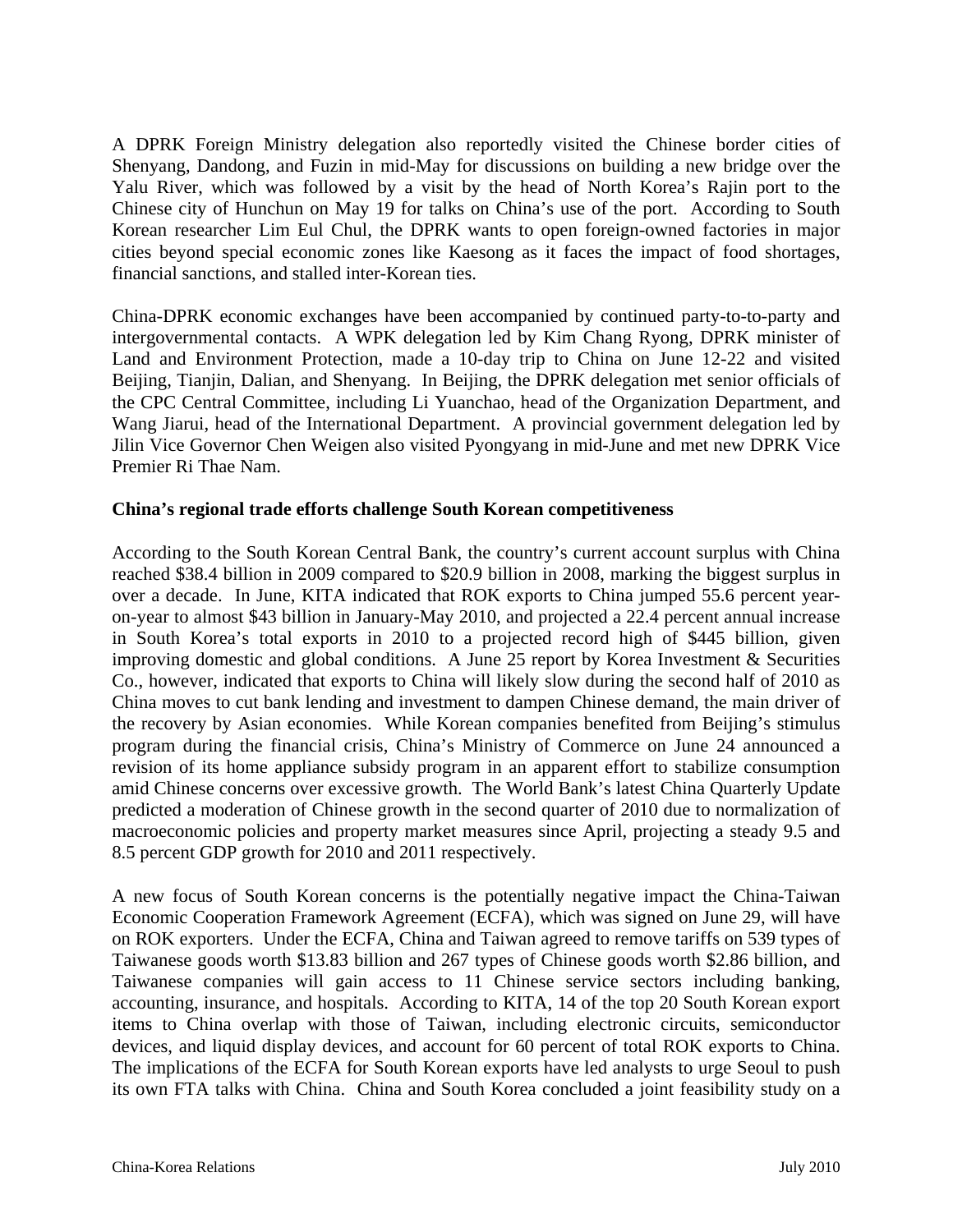A DPRK Foreign Ministry delegation also reportedly visited the Chinese border cities of Shenyang, Dandong, and Fuzin in mid-May for discussions on building a new bridge over the Yalu River, which was followed by a visit by the head of North Korea's Rajin port to the Chinese city of Hunchun on May 19 for talks on China's use of the port. According to South Korean researcher Lim Eul Chul, the DPRK wants to open foreign-owned factories in major cities beyond special economic zones like Kaesong as it faces the impact of food shortages, financial sanctions, and stalled inter-Korean ties.

China-DPRK economic exchanges have been accompanied by continued party-to-to-party and intergovernmental contacts. A WPK delegation led by Kim Chang Ryong, DPRK minister of Land and Environment Protection, made a 10-day trip to China on June 12-22 and visited Beijing, Tianjin, Dalian, and Shenyang. In Beijing, the DPRK delegation met senior officials of the CPC Central Committee, including Li Yuanchao, head of the Organization Department, and Wang Jiarui, head of the International Department. A provincial government delegation led by Jilin Vice Governor Chen Weigen also visited Pyongyang in mid-June and met new DPRK Vice Premier Ri Thae Nam.

**China's regional trade efforts challenge South Korean competitiveness**

According to the South Korean Central Bank, the country's current account surplus with China reached $38.4 billion in 2009 compared to $20.9 billion in 2008, marking the biggest surplus in over a decade. In June, KITA indicated that ROK exports to China jumped 55.6 percent year-on-year to almost $43 billion in January-May 2010, and projected a 22.4 percent annual increase in South Korea's total exports in 2010 to a projected record high of $445 billion, given improving domestic and global conditions. A June 25 report by Korea Investment & Securities Co., however, indicated that exports to China will likely slow during the second half of 2010 as China moves to cut bank lending and investment to dampen Chinese demand, the main driver of the recovery by Asian economies. While Korean companies benefited from Beijing's stimulus program during the financial crisis, China's Ministry of Commerce on June 24 announced a revision of its home appliance subsidy program in an apparent effort to stabilize consumption amid Chinese concerns over excessive growth. The World Bank's latest China Quarterly Update predicted a moderation of Chinese growth in the second quarter of 2010 due to normalization of macroeconomic policies and property market measures since April, projecting a steady 9.5 and 8.5 percent GDP growth for 2010 and 2011 respectively.

A new focus of South Korean concerns is the potentially negative impact the China-Taiwan Economic Cooperation Framework Agreement (ECFA), which was signed on June 29, will have on ROK exporters. Under the ECFA, China and Taiwan agreed to remove tariffs on 539 types of Taiwanese goods worth $13.83 billion and 267 types of Chinese goods worth $2.86 billion, and Taiwanese companies will gain access to 11 Chinese service sectors including banking, accounting, insurance, and hospitals. According to KITA, 14 of the top 20 South Korean export items to China overlap with those of Taiwan, including electronic circuits, semiconductor devices, and liquid display devices, and account for 60 percent of total ROK exports to China. The implications of the ECFA for South Korean exports have led analysts to urge Seoul to push its own FTA talks with China. China and South Korea concluded a joint feasibility study on a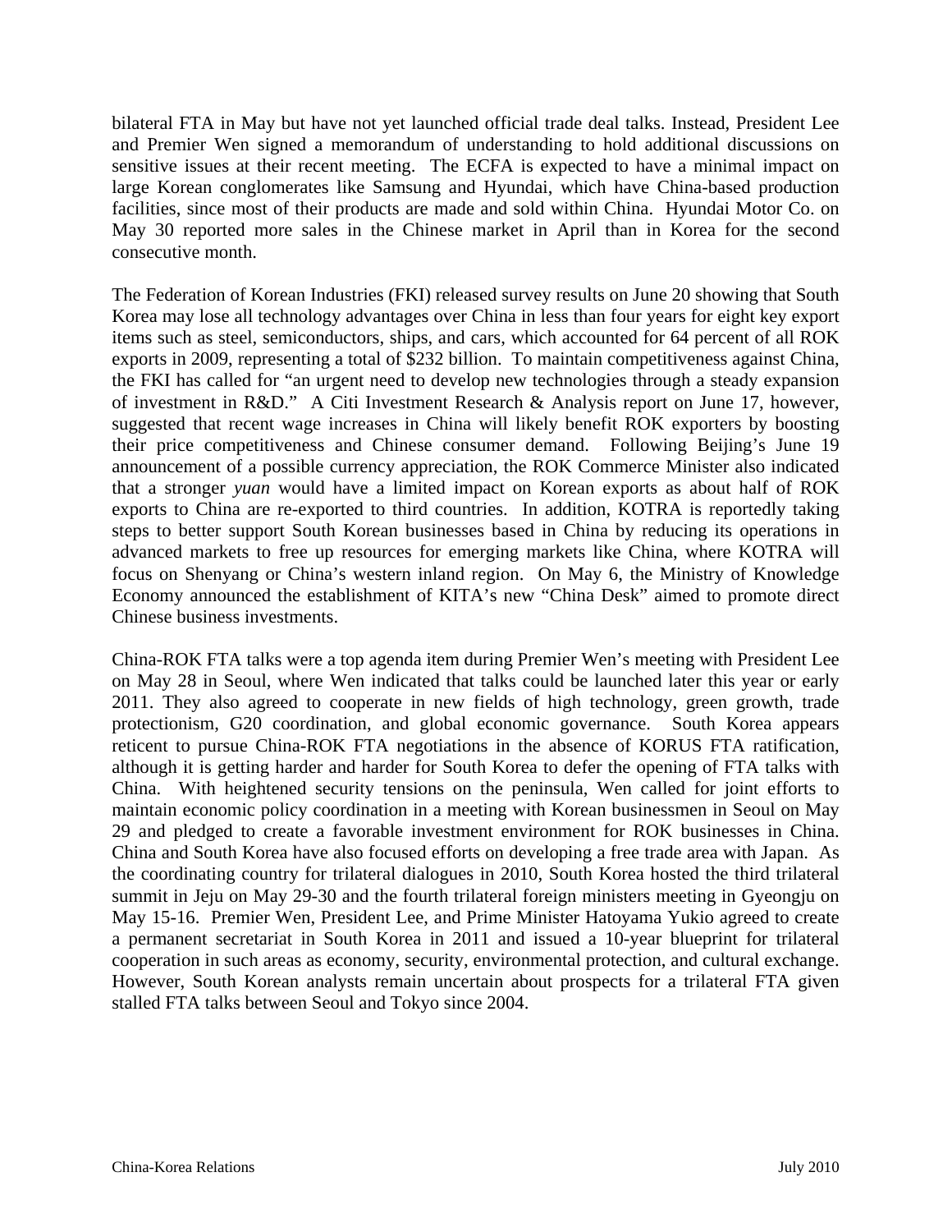bilateral FTA in May but have not yet launched official trade deal talks. Instead, President Lee and Premier Wen signed a memorandum of understanding to hold additional discussions on sensitive issues at their recent meeting. The ECFA is expected to have a minimal impact on large Korean conglomerates like Samsung and Hyundai, which have China-based production facilities, since most of their products are made and sold within China. Hyundai Motor Co. on May 30 reported more sales in the Chinese market in April than in Korea for the second consecutive month.

The Federation of Korean Industries (FKI) released survey results on June 20 showing that South Korea may lose all technology advantages over China in less than four years for eight key export items such as steel, semiconductors, ships, and cars, which accounted for 64 percent of all ROK exports in 2009, representing a total of $232 billion. To maintain competitiveness against China, the FKI has called for "an urgent need to develop new technologies through a steady expansion of investment in R&D." A Citi Investment Research & Analysis report on June 17, however, suggested that recent wage increases in China will likely benefit ROK exporters by boosting their price competitiveness and Chinese consumer demand. Following Beijing's June 19 announcement of a possible currency appreciation, the ROK Commerce Minister also indicated that a stronger *yuan* would have a limited impact on Korean exports as about half of ROK exports to China are re-exported to third countries. In addition, KOTRA is reportedly taking steps to better support South Korean businesses based in China by reducing its operations in advanced markets to free up resources for emerging markets like China, where KOTRA will focus on Shenyang or China's western inland region. On May 6, the Ministry of Knowledge Economy announced the establishment of KITA's new "China Desk" aimed to promote direct Chinese business investments.

China-ROK FTA talks were a top agenda item during Premier Wen's meeting with President Lee on May 28 in Seoul, where Wen indicated that talks could be launched later this year or early 2011. They also agreed to cooperate in new fields of high technology, green growth, trade protectionism, G20 coordination, and global economic governance. South Korea appears reticent to pursue China-ROK FTA negotiations in the absence of KORUS FTA ratification, although it is getting harder and harder for South Korea to defer the opening of FTA talks with China. With heightened security tensions on the peninsula, Wen called for joint efforts to maintain economic policy coordination in a meeting with Korean businessmen in Seoul on May 29 and pledged to create a favorable investment environment for ROK businesses in China. China and South Korea have also focused efforts on developing a free trade area with Japan. As the coordinating country for trilateral dialogues in 2010, South Korea hosted the third trilateral summit in Jeju on May 29-30 and the fourth trilateral foreign ministers meeting in Gyeongju on May 15-16. Premier Wen, President Lee, and Prime Minister Hatoyama Yukio agreed to create a permanent secretariat in South Korea in 2011 and issued a 10-year blueprint for trilateral cooperation in such areas as economy, security, environmental protection, and cultural exchange. However, South Korean analysts remain uncertain about prospects for a trilateral FTA given stalled FTA talks between Seoul and Tokyo since 2004.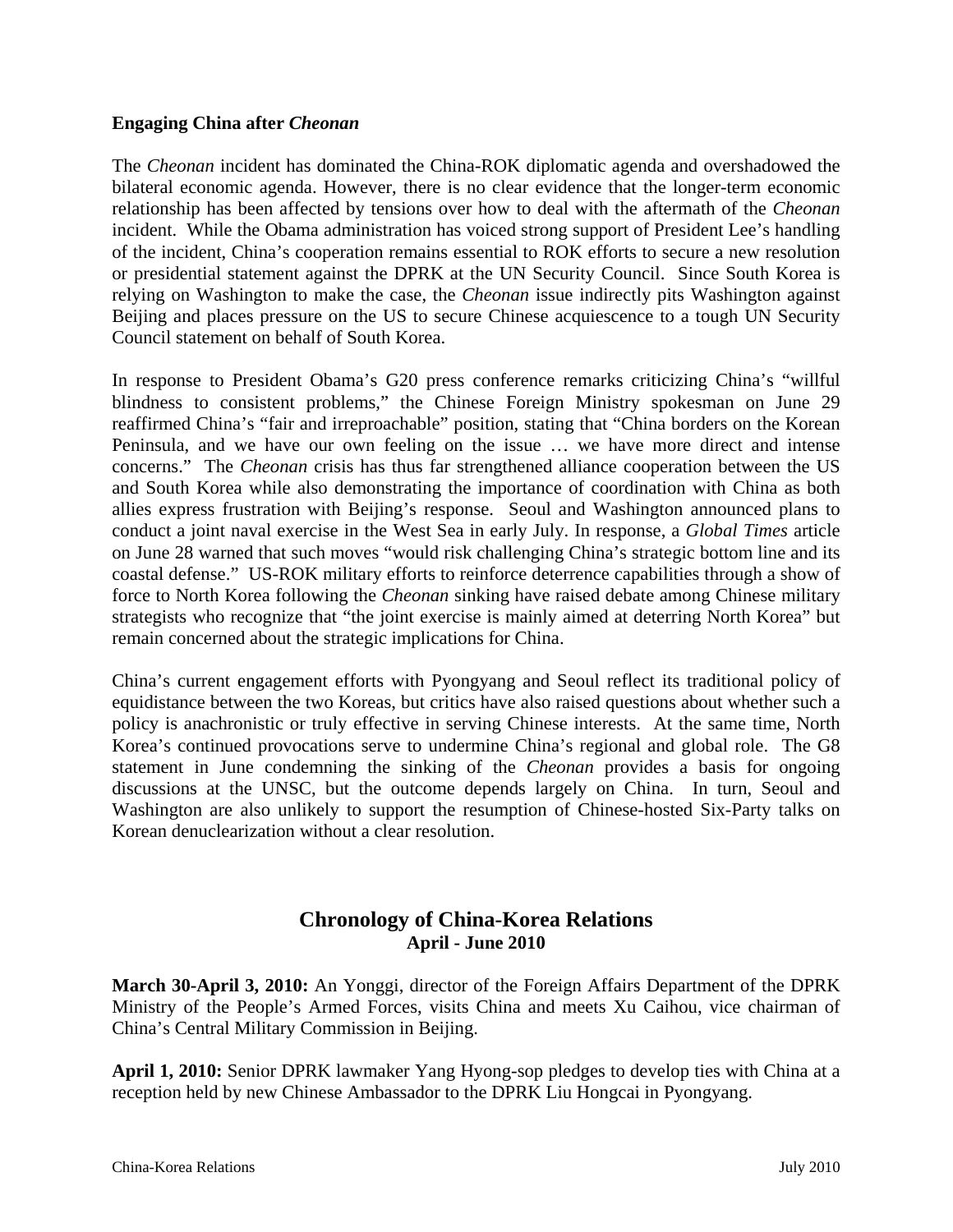### Engaging China after *Cheonan*

The *Cheonan* incident has dominated the China-ROK diplomatic agenda and overshadowed the bilateral economic agenda. However, there is no clear evidence that the longer-term economic relationship has been affected by tensions over how to deal with the aftermath of the *Cheonan* incident. While the Obama administration has voiced strong support of President Lee's handling of the incident, China's cooperation remains essential to ROK efforts to secure a new resolution or presidential statement against the DPRK at the UN Security Council. Since South Korea is relying on Washington to make the case, the *Cheonan* issue indirectly pits Washington against Beijing and places pressure on the US to secure Chinese acquiescence to a tough UN Security Council statement on behalf of South Korea.

In response to President Obama's G20 press conference remarks criticizing China's "willful blindness to consistent problems," the Chinese Foreign Ministry spokesman on June 29 reaffirmed China's "fair and irreproachable" position, stating that "China borders on the Korean Peninsula, and we have our own feeling on the issue … we have more direct and intense concerns." The *Cheonan* crisis has thus far strengthened alliance cooperation between the US and South Korea while also demonstrating the importance of coordination with China as both allies express frustration with Beijing's response. Seoul and Washington announced plans to conduct a joint naval exercise in the West Sea in early July. In response, a *Global Times* article on June 28 warned that such moves "would risk challenging China's strategic bottom line and its coastal defense." US-ROK military efforts to reinforce deterrence capabilities through a show of force to North Korea following the *Cheonan* sinking have raised debate among Chinese military strategists who recognize that "the joint exercise is mainly aimed at deterring North Korea" but remain concerned about the strategic implications for China.

China's current engagement efforts with Pyongyang and Seoul reflect its traditional policy of equidistance between the two Koreas, but critics have also raised questions about whether such a policy is anachronistic or truly effective in serving Chinese interests. At the same time, North Korea's continued provocations serve to undermine China's regional and global role. The G8 statement in June condemning the sinking of the *Cheonan* provides a basis for ongoing discussions at the UNSC, but the outcome depends largely on China. In turn, Seoul and Washington are also unlikely to support the resumption of Chinese-hosted Six-Party talks on Korean denuclearization without a clear resolution.

## Chronology of China-Korea Relations
### April - June 2010

**March 30-April 3, 2010:** An Yonggi, director of the Foreign Affairs Department of the DPRK Ministry of the People's Armed Forces, visits China and meets Xu Caihou, vice chairman of China's Central Military Commission in Beijing.

**April 1, 2010:** Senior DPRK lawmaker Yang Hyong-sop pledges to develop ties with China at a reception held by new Chinese Ambassador to the DPRK Liu Hongcai in Pyongyang.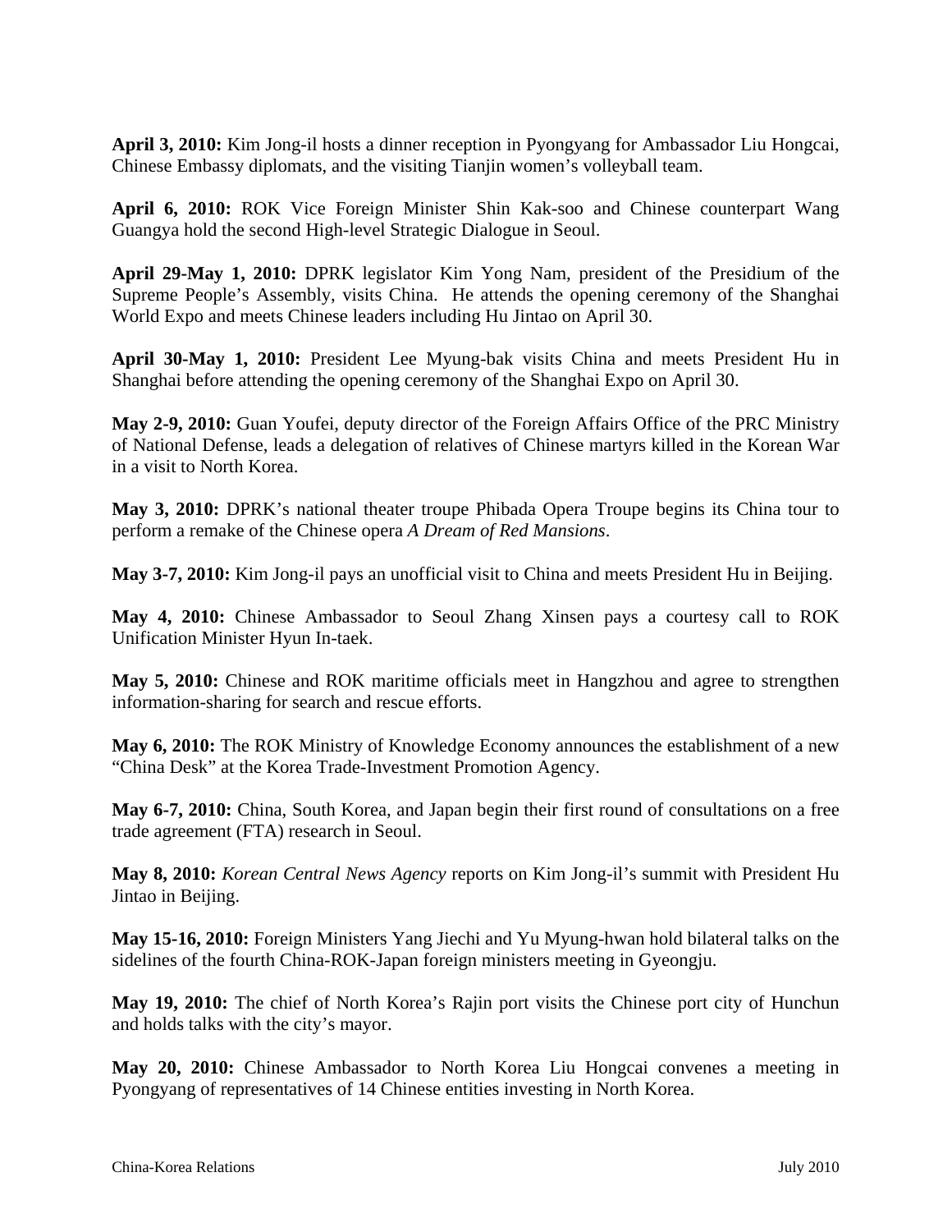**April 3, 2010:** Kim Jong-il hosts a dinner reception in Pyongyang for Ambassador Liu Hongcai, Chinese Embassy diplomats, and the visiting Tianjin women's volleyball team.

**April 6, 2010:** ROK Vice Foreign Minister Shin Kak-soo and Chinese counterpart Wang Guangya hold the second High-level Strategic Dialogue in Seoul.

**April 29-May 1, 2010:** DPRK legislator Kim Yong Nam, president of the Presidium of the Supreme People's Assembly, visits China. He attends the opening ceremony of the Shanghai World Expo and meets Chinese leaders including Hu Jintao on April 30.

**April 30-May 1, 2010:** President Lee Myung-bak visits China and meets President Hu in Shanghai before attending the opening ceremony of the Shanghai Expo on April 30.

**May 2-9, 2010:** Guan Youfei, deputy director of the Foreign Affairs Office of the PRC Ministry of National Defense, leads a delegation of relatives of Chinese martyrs killed in the Korean War in a visit to North Korea.

**May 3, 2010:** DPRK's national theater troupe Phibada Opera Troupe begins its China tour to perform a remake of the Chinese opera *A Dream of Red Mansions*.

**May 3-7, 2010:** Kim Jong-il pays an unofficial visit to China and meets President Hu in Beijing.

**May 4, 2010:** Chinese Ambassador to Seoul Zhang Xinsen pays a courtesy call to ROK Unification Minister Hyun In-taek.

**May 5, 2010:** Chinese and ROK maritime officials meet in Hangzhou and agree to strengthen information-sharing for search and rescue efforts.

**May 6, 2010:** The ROK Ministry of Knowledge Economy announces the establishment of a new "China Desk" at the Korea Trade-Investment Promotion Agency.

**May 6-7, 2010:** China, South Korea, and Japan begin their first round of consultations on a free trade agreement (FTA) research in Seoul.

**May 8, 2010:** *Korean Central News Agency* reports on Kim Jong-il's summit with President Hu Jintao in Beijing.

**May 15-16, 2010:** Foreign Ministers Yang Jiechi and Yu Myung-hwan hold bilateral talks on the sidelines of the fourth China-ROK-Japan foreign ministers meeting in Gyeongju.

**May 19, 2010:** The chief of North Korea's Rajin port visits the Chinese port city of Hunchun and holds talks with the city's mayor.

**May 20, 2010:** Chinese Ambassador to North Korea Liu Hongcai convenes a meeting in Pyongyang of representatives of 14 Chinese entities investing in North Korea.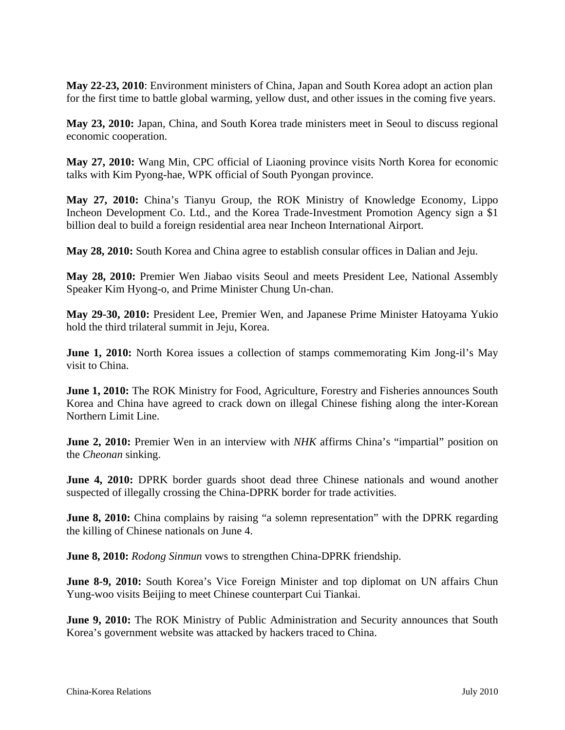**May 22-23, 2010**: Environment ministers of China, Japan and South Korea adopt an action plan for the first time to battle global warming, yellow dust, and other issues in the coming five years.

**May 23, 2010:** Japan, China, and South Korea trade ministers meet in Seoul to discuss regional economic cooperation.

**May 27, 2010:** Wang Min, CPC official of Liaoning province visits North Korea for economic talks with Kim Pyong-hae, WPK official of South Pyongan province.

**May 27, 2010:** China's Tianyu Group, the ROK Ministry of Knowledge Economy, Lippo Incheon Development Co. Ltd., and the Korea Trade-Investment Promotion Agency sign a $1 billion deal to build a foreign residential area near Incheon International Airport.

**May 28, 2010:** South Korea and China agree to establish consular offices in Dalian and Jeju.

**May 28, 2010:** Premier Wen Jiabao visits Seoul and meets President Lee, National Assembly Speaker Kim Hyong-o, and Prime Minister Chung Un-chan.

**May 29-30, 2010:** President Lee, Premier Wen, and Japanese Prime Minister Hatoyama Yukio hold the third trilateral summit in Jeju, Korea.

**June 1, 2010:** North Korea issues a collection of stamps commemorating Kim Jong-il's May visit to China.

**June 1, 2010:** The ROK Ministry for Food, Agriculture, Forestry and Fisheries announces South Korea and China have agreed to crack down on illegal Chinese fishing along the inter-Korean Northern Limit Line.

**June 2, 2010:** Premier Wen in an interview with *NHK* affirms China's "impartial" position on the *Cheonan* sinking.

**June 4, 2010:** DPRK border guards shoot dead three Chinese nationals and wound another suspected of illegally crossing the China-DPRK border for trade activities.

**June 8, 2010:** China complains by raising "a solemn representation" with the DPRK regarding the killing of Chinese nationals on June 4.

**June 8, 2010:** *Rodong Sinmun* vows to strengthen China-DPRK friendship.

**June 8-9, 2010:** South Korea's Vice Foreign Minister and top diplomat on UN affairs Chun Yung-woo visits Beijing to meet Chinese counterpart Cui Tiankai.

**June 9, 2010:** The ROK Ministry of Public Administration and Security announces that South Korea's government website was attacked by hackers traced to China.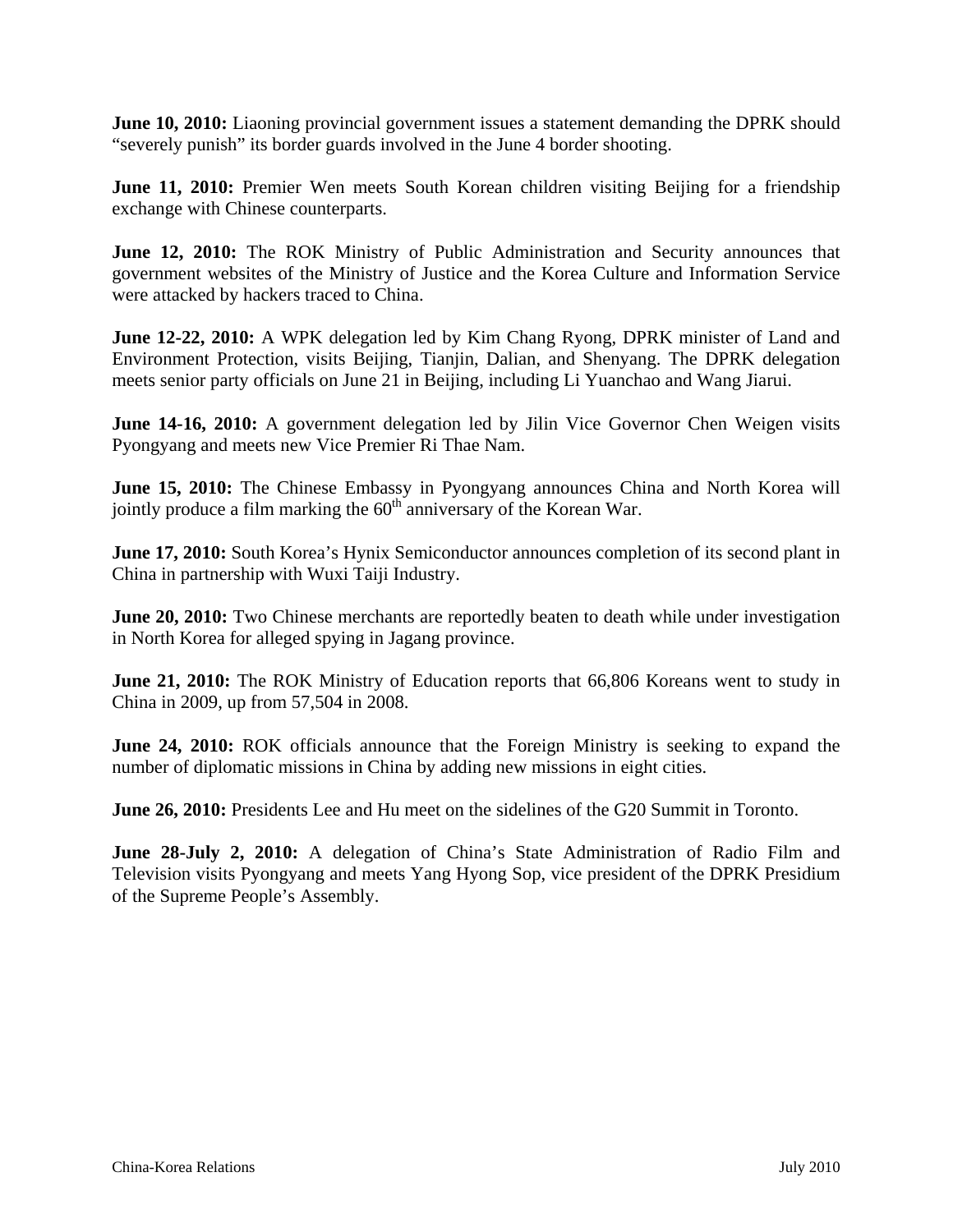**June 10, 2010:** Liaoning provincial government issues a statement demanding the DPRK should "severely punish" its border guards involved in the June 4 border shooting.

**June 11, 2010:** Premier Wen meets South Korean children visiting Beijing for a friendship exchange with Chinese counterparts.

**June 12, 2010:** The ROK Ministry of Public Administration and Security announces that government websites of the Ministry of Justice and the Korea Culture and Information Service were attacked by hackers traced to China.

**June 12-22, 2010:** A WPK delegation led by Kim Chang Ryong, DPRK minister of Land and Environment Protection, visits Beijing, Tianjin, Dalian, and Shenyang. The DPRK delegation meets senior party officials on June 21 in Beijing, including Li Yuanchao and Wang Jiarui.

**June 14-16, 2010:** A government delegation led by Jilin Vice Governor Chen Weigen visits Pyongyang and meets new Vice Premier Ri Thae Nam.

**June 15, 2010:** The Chinese Embassy in Pyongyang announces China and North Korea will jointly produce a film marking the 60th anniversary of the Korean War.

**June 17, 2010:** South Korea's Hynix Semiconductor announces completion of its second plant in China in partnership with Wuxi Taiji Industry.

**June 20, 2010:** Two Chinese merchants are reportedly beaten to death while under investigation in North Korea for alleged spying in Jagang province.

**June 21, 2010:** The ROK Ministry of Education reports that 66,806 Koreans went to study in China in 2009, up from 57,504 in 2008.

**June 24, 2010:** ROK officials announce that the Foreign Ministry is seeking to expand the number of diplomatic missions in China by adding new missions in eight cities.

**June 26, 2010:** Presidents Lee and Hu meet on the sidelines of the G20 Summit in Toronto.

**June 28-July 2, 2010:** A delegation of China's State Administration of Radio Film and Television visits Pyongyang and meets Yang Hyong Sop, vice president of the DPRK Presidium of the Supreme People's Assembly.